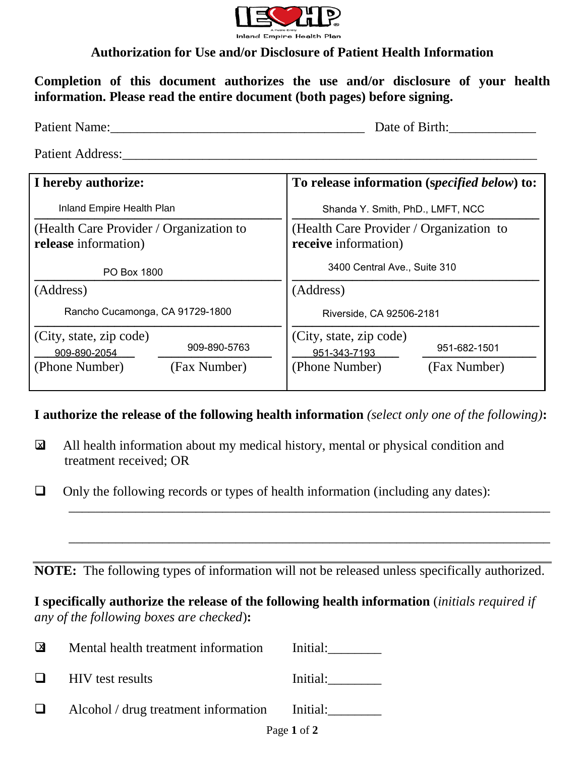IEHP

Inland Empire Health Plan

# Authorization for Use and/or Disclosure of Patient Health Information

**Completion of this document authorizes the use and/or disclosure of your health information. Please read the entire document (both pages) before signing.**

Patient Name:_____________________________________ Date of Birth:_____________

Patient Address:____________________________________________________________

| **I hereby authorize:** | | **To release information (*specified below*) to:** | |
|---|---|---|---|
| Inland Empire Health Plan | | Shanda Y. Smith, PhD., LMFT, NCC | |
| (Health Care Provider / Organization to **release** information) | | (Health Care Provider / Organization to **receive** information) | |
| PO Box 1800 | | 3400 Central Ave., Suite 310 | |
| (Address) | | (Address) | |
| Rancho Cucamonga, CA 91729-1800 | | Riverside, CA 92506-2181 | |
| (City, state, zip code) | | (City, state, zip code) | |
| 909-890-2054 | 909-890-5763 | 951-343-7193 | 951-682-1501 |
| (Phone Number) | (Fax Number) | (Phone Number) | (Fax Number) |

**I authorize the release of the following health information** *(select only one of the following)***:**

- ☒ All health information about my medical history, mental or physical condition and treatment received; OR
- ☐ Only the following records or types of health information (including any dates):
  ___________________________________________________________________________
  ___________________________________________________________________________

---

**NOTE:** The following types of information will not be released unless specifically authorized.

**I specifically authorize the release of the following health information** (*initials required if any of the following boxes are checked*)**:**

- ☒ Mental health treatment information Initial:________
- ☐ HIV test results Initial:________
- ☐ Alcohol / drug treatment information Initial:________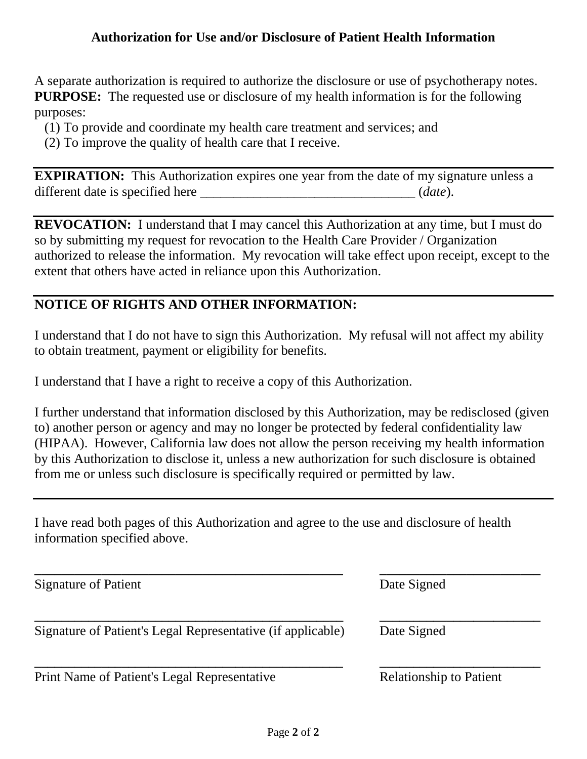## Authorization for Use and/or Disclosure of Patient Health Information

A separate authorization is required to authorize the disclosure or use of psychotherapy notes.
**PURPOSE:** The requested use or disclosure of my health information is for the following purposes:

(1) To provide and coordinate my health care treatment and services; and
(2) To improve the quality of health care that I receive.

---

**EXPIRATION:** This Authorization expires one year from the date of my signature unless a different date is specified here ________________________________ (*date*).

---

**REVOCATION:** I understand that I may cancel this Authorization at any time, but I must do so by submitting my request for revocation to the Health Care Provider / Organization authorized to release the information. My revocation will take effect upon receipt, except to the extent that others have acted in reliance upon this Authorization.

---

**NOTICE OF RIGHTS AND OTHER INFORMATION:**

I understand that I do not have to sign this Authorization. My refusal will not affect my ability to obtain treatment, payment or eligibility for benefits.

I understand that I have a right to receive a copy of this Authorization.

I further understand that information disclosed by this Authorization, may be redisclosed (given to) another person or agency and may no longer be protected by federal confidentiality law (HIPAA). However, California law does not allow the person receiving my health information by this Authorization to disclose it, unless a new authorization for such disclosure is obtained from me or unless such disclosure is specifically required or permitted by law.

---

I have read both pages of this Authorization and agree to the use and disclosure of health information specified above.

_______________________________________________ ________________________
Signature of Patient Date Signed

_______________________________________________ ________________________
Signature of Patient's Legal Representative (if applicable) Date Signed

_______________________________________________ ________________________
Print Name of Patient's Legal Representative Relationship to Patient